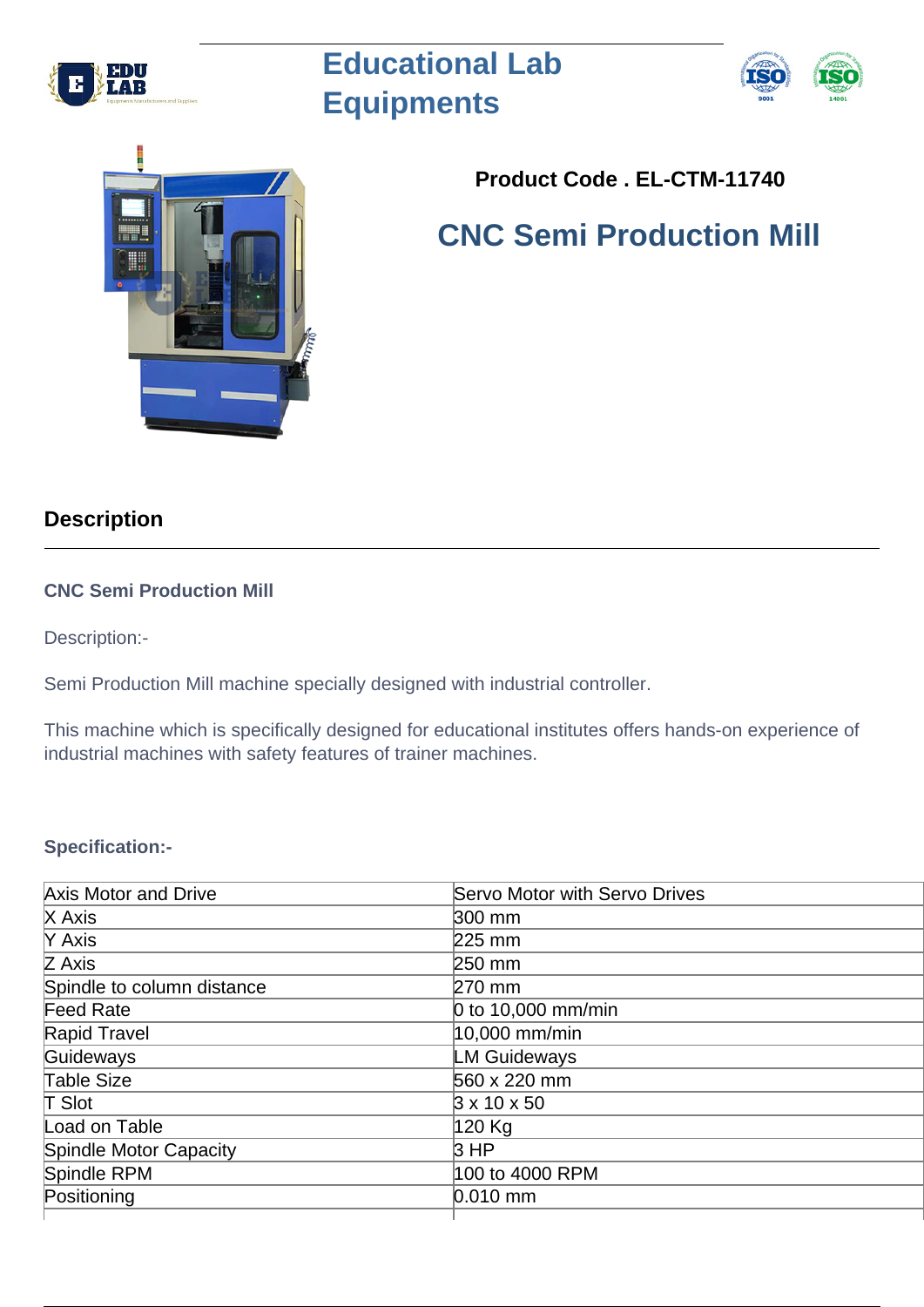# Educational Lab Equipments

**Product Code . EL-CTM-11740**

## CNC Semi Production Mill

## Description

### CNC Semi Production Mill

Description:-

Semi Production Mill machine specially designed with industrial controller.

This machine which is specifically designed for educational institutes offers hands-on experience of industrial machines with safety features of trainer machines.

**Specification:-**

| | |
|---|---|
| Axis Motor and Drive | Servo Motor with Servo Drives |
| X Axis | 300 mm |
| Y Axis | 225 mm |
| Z Axis | 250 mm |
| Spindle to column distance | 270 mm |
| Feed Rate | 0 to 10,000 mm/min |
| Rapid Travel | 10,000 mm/min |
| Guideways | LM Guideways |
| Table Size | 560 x 220 mm |
| T Slot | 3 x 10 x 50 |
| Load on Table | 120 Kg |
| Spindle Motor Capacity | 3 HP |
| Spindle RPM | 100 to 4000 RPM |
| Positioning | 0.010 mm |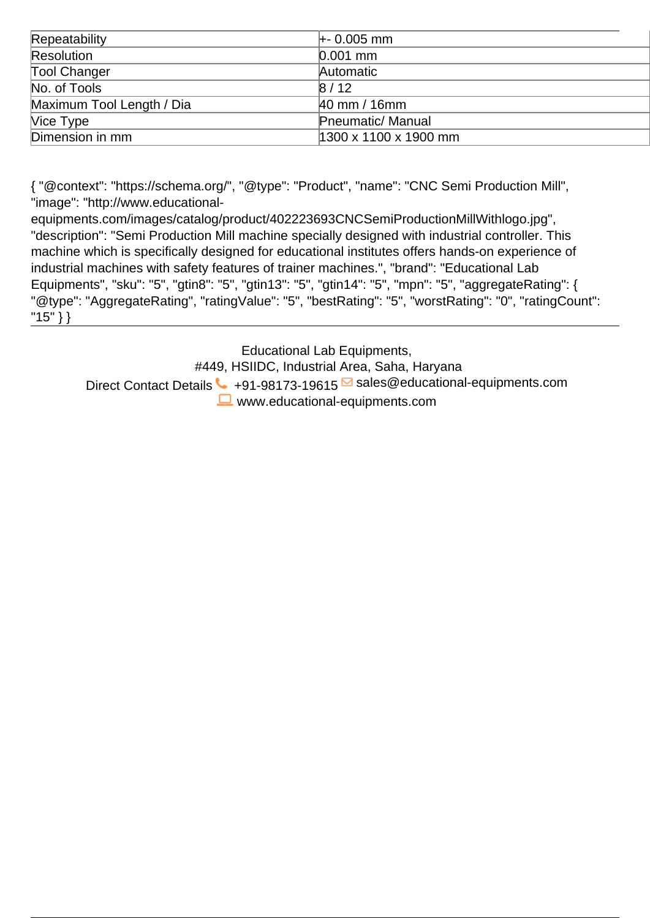| | |
|---|---|
| Repeatability | +- 0.005 mm |
| Resolution | 0.001 mm |
| Tool Changer | Automatic |
| No. of Tools | 8 / 12 |
| Maximum Tool Length / Dia | 40 mm / 16mm |
| Vice Type | Pneumatic/ Manual |
| Dimension in mm | 1300 x 1100 x 1900 mm |

{ "@context": "https://schema.org/", "@type": "Product", "name": "CNC Semi Production Mill", "image": "http://www.educational-equipments.com/images/catalog/product/402223693CNCSemiProductionMillWithlogo.jpg", "description": "Semi Production Mill machine specially designed with industrial controller. This machine which is specifically designed for educational institutes offers hands-on experience of industrial machines with safety features of trainer machines.", "brand": "Educational Lab Equipments", "sku": "5", "gtin8": "5", "gtin13": "5", "gtin14": "5", "mpn": "5", "aggregateRating": { "@type": "AggregateRating", "ratingValue": "5", "bestRating": "5", "worstRating": "0", "ratingCount": "15" } }

---

Educational Lab Equipments,
#449, HSIIDC, Industrial Area, Saha, Haryana
Direct Contact Details +91-98173-19615 sales@educational-equipments.com
www.educational-equipments.com